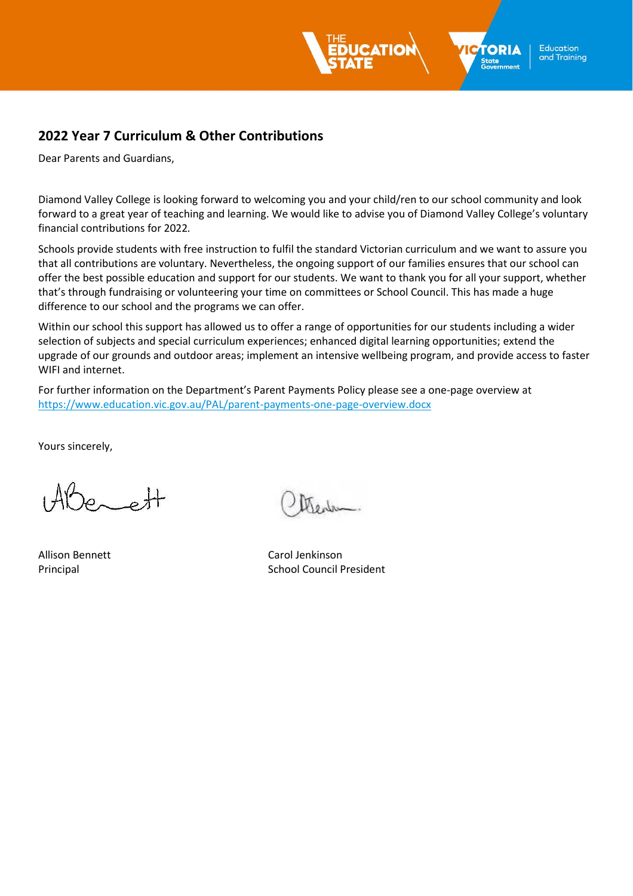## 2022 Year 7 Curriculum & Other Contributions

Dear Parents and Guardians,

Diamond Valley College is looking forward to welcoming you and your child/ren to our school community and look forward to a great year of teaching and learning. We would like to advise you of Diamond Valley College's voluntary financial contributions for 2022.

Schools provide students with free instruction to fulfil the standard Victorian curriculum and we want to assure you that all contributions are voluntary. Nevertheless, the ongoing support of our families ensures that our school can offer the best possible education and support for our students. We want to thank you for all your support, whether that's through fundraising or volunteering your time on committees or School Council. This has made a huge difference to our school and the programs we can offer.

Within our school this support has allowed us to offer a range of opportunities for our students including a wider selection of subjects and special curriculum experiences; enhanced digital learning opportunities; extend the upgrade of our grounds and outdoor areas; implement an intensive wellbeing program, and provide access to faster WIFI and internet.

For further information on the Department's Parent Payments Policy please see a one-page overview at https://www.education.vic.gov.au/PAL/parent-payments-one-page-overview.docx

Yours sincerely,

Allison Bennett
Principal

Carol Jenkinson
School Council President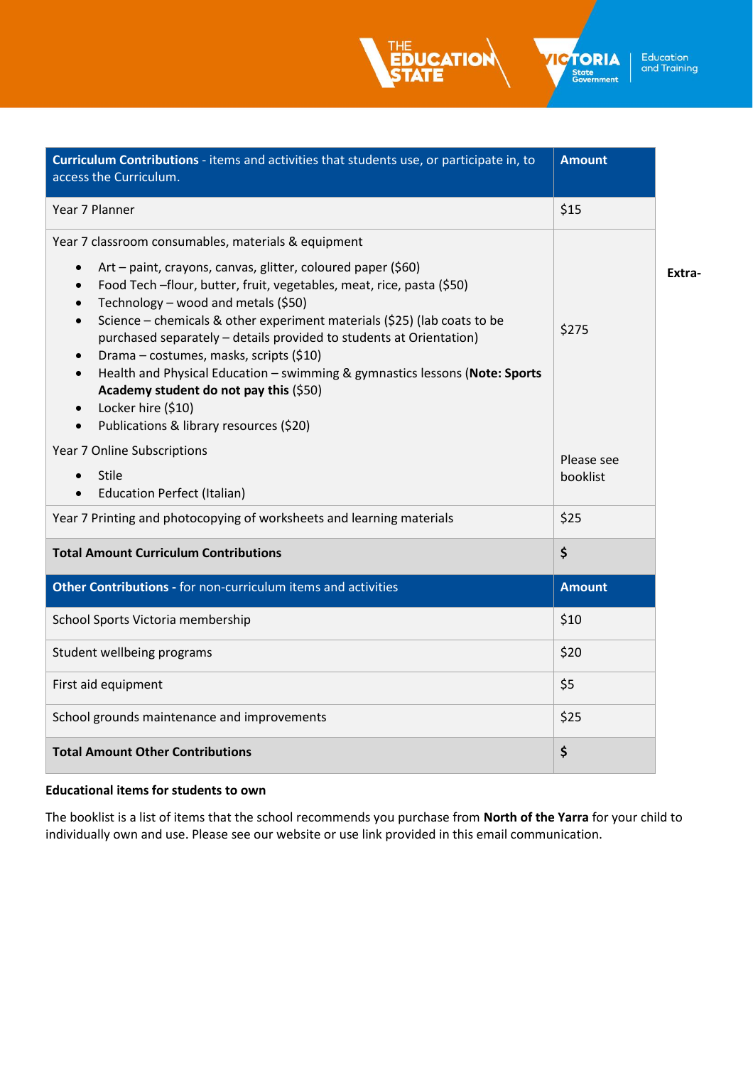| **Curriculum Contributions** - items and activities that students use, or participate in, to access the Curriculum. | **Amount** |
|---|---|
| Year 7 Planner | $15 |
| Year 7 classroom consumables, materials & equipment<br>• Art – paint, crayons, canvas, glitter, coloured paper ($60)<br>• Food Tech –flour, butter, fruit, vegetables, meat, rice, pasta ($50)<br>• Technology – wood and metals ($50)<br>• Science – chemicals & other experiment materials ($25) (lab coats to be purchased separately – details provided to students at Orientation)<br>• Drama – costumes, masks, scripts ($10)<br>• Health and Physical Education – swimming & gymnastics lessons (**Note: Sports Academy student do not pay this** ($50)<br>• Locker hire ($10)<br>• Publications & library resources ($20) | $275 |
| Year 7 Online Subscriptions<br>• Stile<br>• Education Perfect (Italian) | Please see booklist |
| Year 7 Printing and photocopying of worksheets and learning materials | $25 |
| **Total Amount Curriculum Contributions** | **$** |
| **Other Contributions -** for non-curriculum items and activities | **Amount** |
| School Sports Victoria membership | $10 |
| Student wellbeing programs | $20 |
| First aid equipment | $5 |
| School grounds maintenance and improvements | $25 |
| **Total Amount Other Contributions** | **$** |

**Extra-**

**Educational items for students to own**

The booklist is a list of items that the school recommends you purchase from **North of the Yarra** for your child to individually own and use. Please see our website or use link provided in this email communication.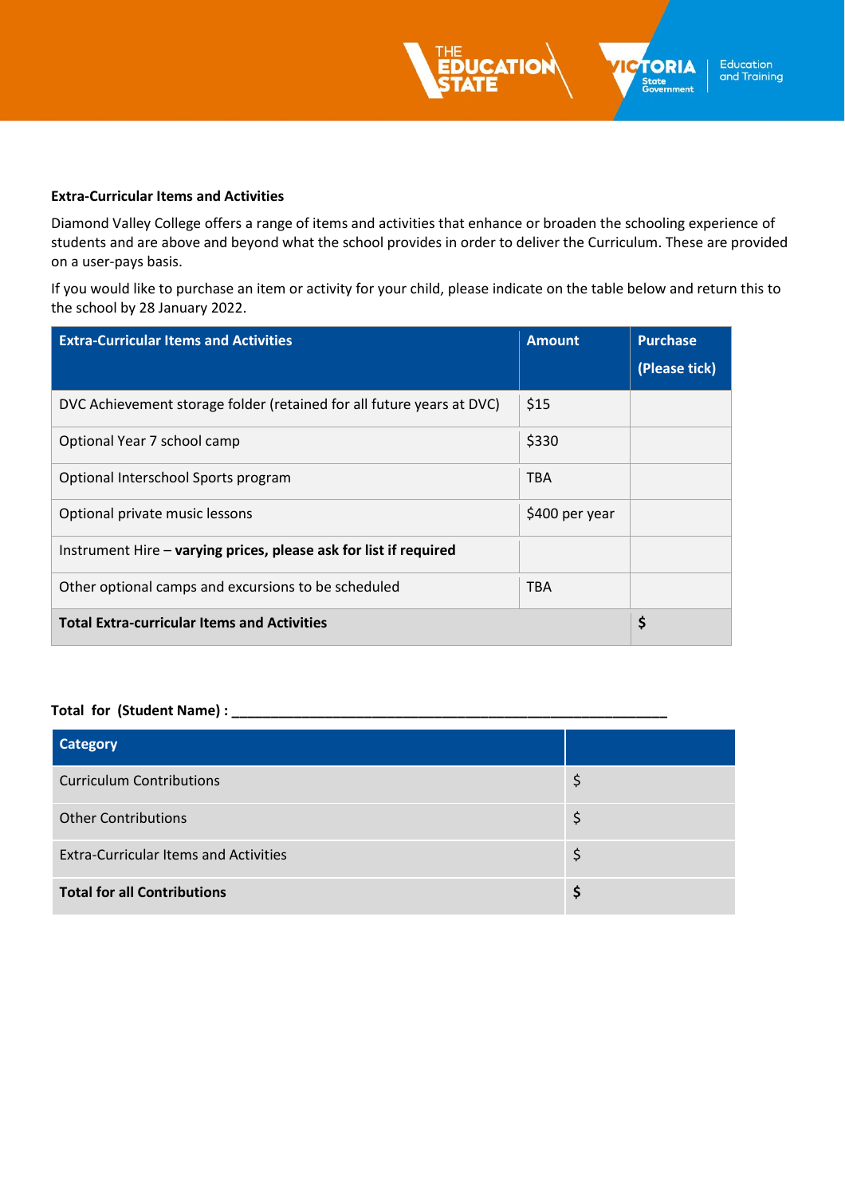**Extra-Curricular Items and Activities**

Diamond Valley College offers a range of items and activities that enhance or broaden the schooling experience of students and are above and beyond what the school provides in order to deliver the Curriculum. These are provided on a user-pays basis.

If you would like to purchase an item or activity for your child, please indicate on the table below and return this to the school by 28 January 2022.

| Extra-Curricular Items and Activities | Amount | Purchase (Please tick) |
|---|---|---|
| DVC Achievement storage folder (retained for all future years at DVC) | $15 | |
| Optional Year 7 school camp | $330 | |
| Optional Interschool Sports program | TBA | |
| Optional private music lessons | $400 per year | |
| Instrument Hire – **varying prices, please ask for list if required** | | |
| Other optional camps and excursions to be scheduled | TBA | |
| **Total Extra-curricular Items and Activities** | | **$** |

**Total for (Student Name) : ____________________________________________________________**

| Category | |
|---|---|
| Curriculum Contributions | $ |
| Other Contributions | $ |
| Extra-Curricular Items and Activities | $ |
| **Total for all Contributions** | **$** |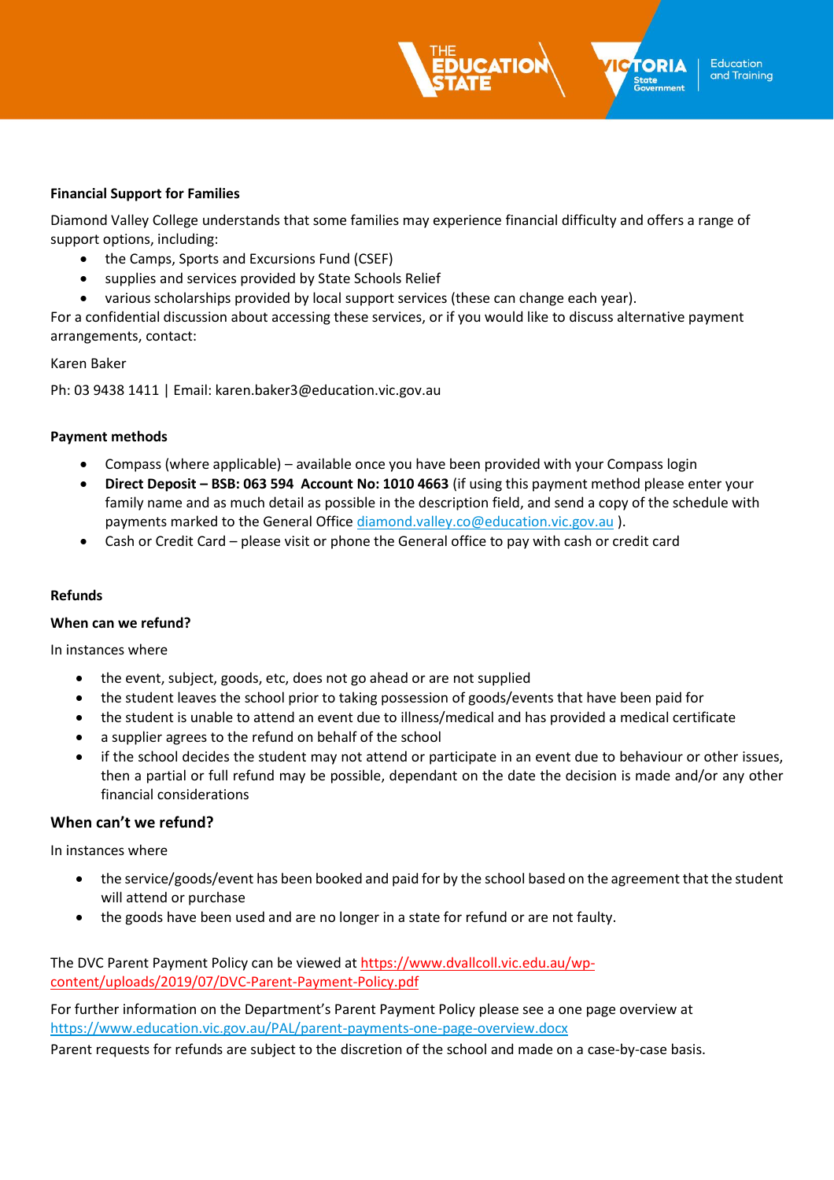**Financial Support for Families**

Diamond Valley College understands that some families may experience financial difficulty and offers a range of support options, including:

- the Camps, Sports and Excursions Fund (CSEF)
- supplies and services provided by State Schools Relief
- various scholarships provided by local support services (these can change each year).

For a confidential discussion about accessing these services, or if you would like to discuss alternative payment arrangements, contact:

Karen Baker

Ph: 03 9438 1411 | Email: karen.baker3@education.vic.gov.au

**Payment methods**

- Compass (where applicable) – available once you have been provided with your Compass login
- **Direct Deposit – BSB: 063 594 Account No: 1010 4663** (if using this payment method please enter your family name and as much detail as possible in the description field, and send a copy of the schedule with payments marked to the General Office diamond.valley.co@education.vic.gov.au ).
- Cash or Credit Card – please visit or phone the General office to pay with cash or credit card

**Refunds**

**When can we refund?**

In instances where

- the event, subject, goods, etc, does not go ahead or are not supplied
- the student leaves the school prior to taking possession of goods/events that have been paid for
- the student is unable to attend an event due to illness/medical and has provided a medical certificate
- a supplier agrees to the refund on behalf of the school
- if the school decides the student may not attend or participate in an event due to behaviour or other issues, then a partial or full refund may be possible, dependant on the date the decision is made and/or any other financial considerations

**When can't we refund?**

In instances where

- the service/goods/event has been booked and paid for by the school based on the agreement that the student will attend or purchase
- the goods have been used and are no longer in a state for refund or are not faulty.

The DVC Parent Payment Policy can be viewed at https://www.dvallcoll.vic.edu.au/wp-content/uploads/2019/07/DVC-Parent-Payment-Policy.pdf

For further information on the Department's Parent Payment Policy please see a one page overview at https://www.education.vic.gov.au/PAL/parent-payments-one-page-overview.docx

Parent requests for refunds are subject to the discretion of the school and made on a case-by-case basis.